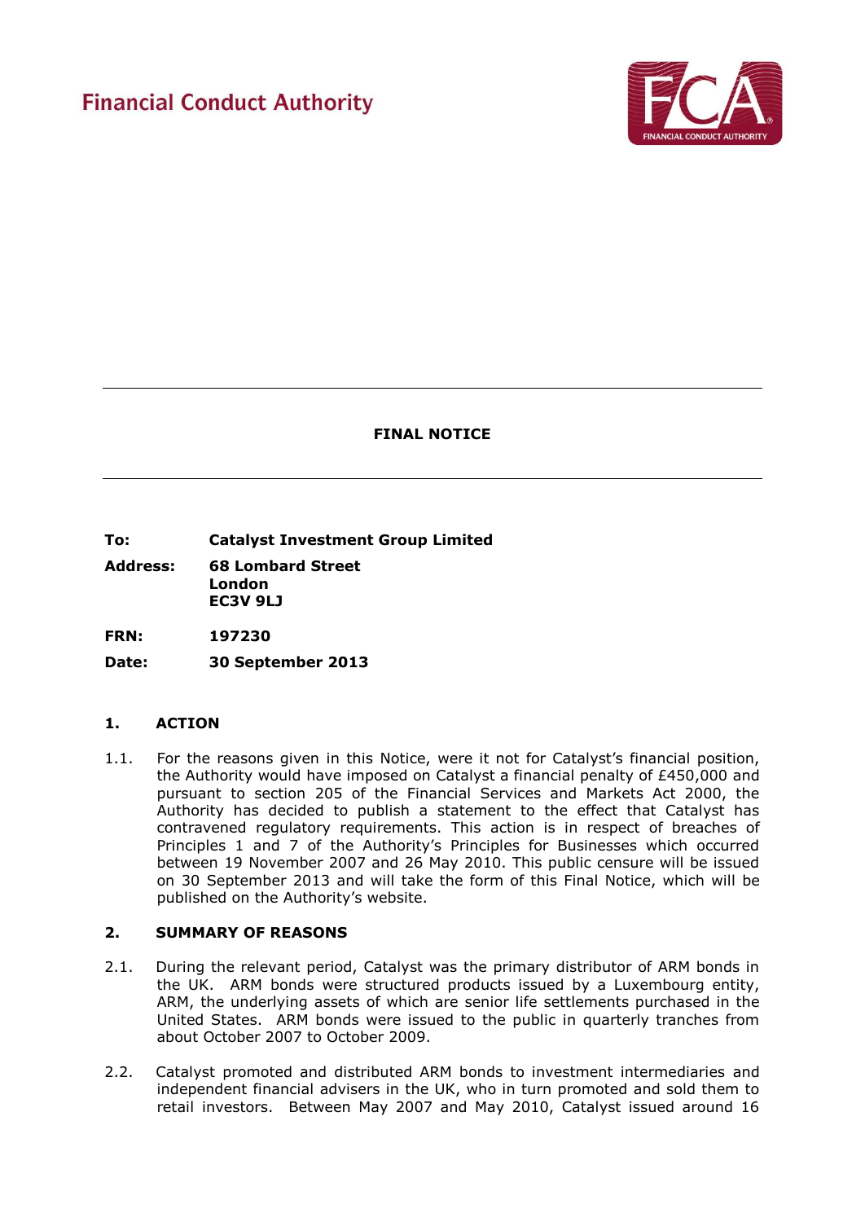Financial Conduct Authority

# FINAL NOTICE

| | |
|---|---|
| **To:** | **Catalyst Investment Group Limited** |
| **Address:** | **68 Lombard Street**<br>**London**<br>**EC3V 9LJ** |
| **FRN:** | **197230** |
| **Date:** | **30 September 2013** |

## 1. ACTION

1.1. For the reasons given in this Notice, were it not for Catalyst's financial position, the Authority would have imposed on Catalyst a financial penalty of £450,000 and pursuant to section 205 of the Financial Services and Markets Act 2000, the Authority has decided to publish a statement to the effect that Catalyst has contravened regulatory requirements. This action is in respect of breaches of Principles 1 and 7 of the Authority's Principles for Businesses which occurred between 19 November 2007 and 26 May 2010. This public censure will be issued on 30 September 2013 and will take the form of this Final Notice, which will be published on the Authority's website.

## 2. SUMMARY OF REASONS

2.1. During the relevant period, Catalyst was the primary distributor of ARM bonds in the UK. ARM bonds were structured products issued by a Luxembourg entity, ARM, the underlying assets of which are senior life settlements purchased in the United States. ARM bonds were issued to the public in quarterly tranches from about October 2007 to October 2009.

2.2. Catalyst promoted and distributed ARM bonds to investment intermediaries and independent financial advisers in the UK, who in turn promoted and sold them to retail investors. Between May 2007 and May 2010, Catalyst issued around 16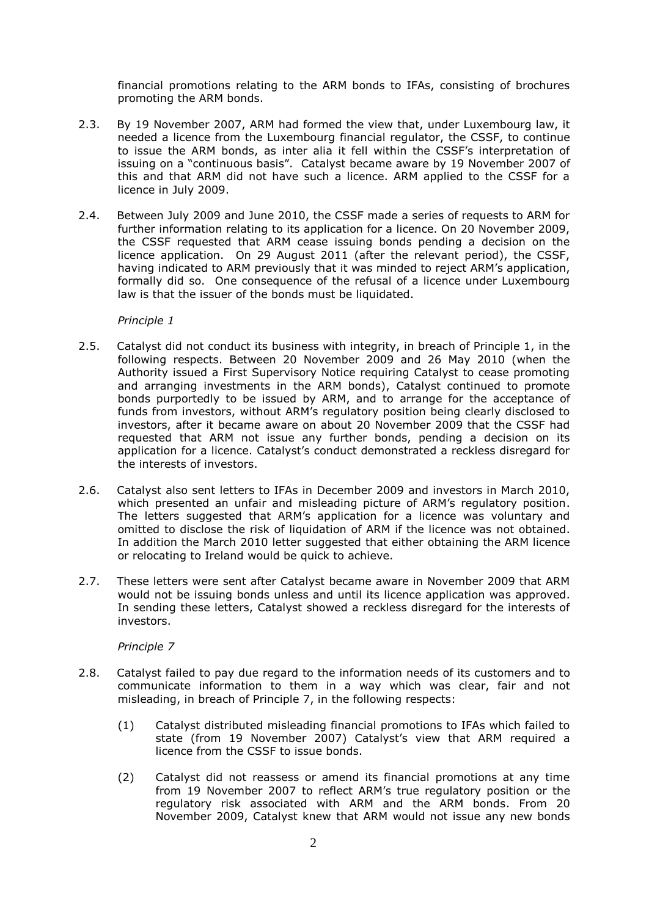financial promotions relating to the ARM bonds to IFAs, consisting of brochures promoting the ARM bonds.

2.3. By 19 November 2007, ARM had formed the view that, under Luxembourg law, it needed a licence from the Luxembourg financial regulator, the CSSF, to continue to issue the ARM bonds, as inter alia it fell within the CSSF's interpretation of issuing on a "continuous basis". Catalyst became aware by 19 November 2007 of this and that ARM did not have such a licence. ARM applied to the CSSF for a licence in July 2009.

2.4. Between July 2009 and June 2010, the CSSF made a series of requests to ARM for further information relating to its application for a licence. On 20 November 2009, the CSSF requested that ARM cease issuing bonds pending a decision on the licence application. On 29 August 2011 (after the relevant period), the CSSF, having indicated to ARM previously that it was minded to reject ARM's application, formally did so. One consequence of the refusal of a licence under Luxembourg law is that the issuer of the bonds must be liquidated.

*Principle 1*

2.5. Catalyst did not conduct its business with integrity, in breach of Principle 1, in the following respects. Between 20 November 2009 and 26 May 2010 (when the Authority issued a First Supervisory Notice requiring Catalyst to cease promoting and arranging investments in the ARM bonds), Catalyst continued to promote bonds purportedly to be issued by ARM, and to arrange for the acceptance of funds from investors, without ARM's regulatory position being clearly disclosed to investors, after it became aware on about 20 November 2009 that the CSSF had requested that ARM not issue any further bonds, pending a decision on its application for a licence. Catalyst's conduct demonstrated a reckless disregard for the interests of investors.

2.6. Catalyst also sent letters to IFAs in December 2009 and investors in March 2010, which presented an unfair and misleading picture of ARM's regulatory position. The letters suggested that ARM's application for a licence was voluntary and omitted to disclose the risk of liquidation of ARM if the licence was not obtained. In addition the March 2010 letter suggested that either obtaining the ARM licence or relocating to Ireland would be quick to achieve.

2.7. These letters were sent after Catalyst became aware in November 2009 that ARM would not be issuing bonds unless and until its licence application was approved. In sending these letters, Catalyst showed a reckless disregard for the interests of investors.

*Principle 7*

2.8. Catalyst failed to pay due regard to the information needs of its customers and to communicate information to them in a way which was clear, fair and not misleading, in breach of Principle 7, in the following respects:

(1) Catalyst distributed misleading financial promotions to IFAs which failed to state (from 19 November 2007) Catalyst's view that ARM required a licence from the CSSF to issue bonds.

(2) Catalyst did not reassess or amend its financial promotions at any time from 19 November 2007 to reflect ARM's true regulatory position or the regulatory risk associated with ARM and the ARM bonds. From 20 November 2009, Catalyst knew that ARM would not issue any new bonds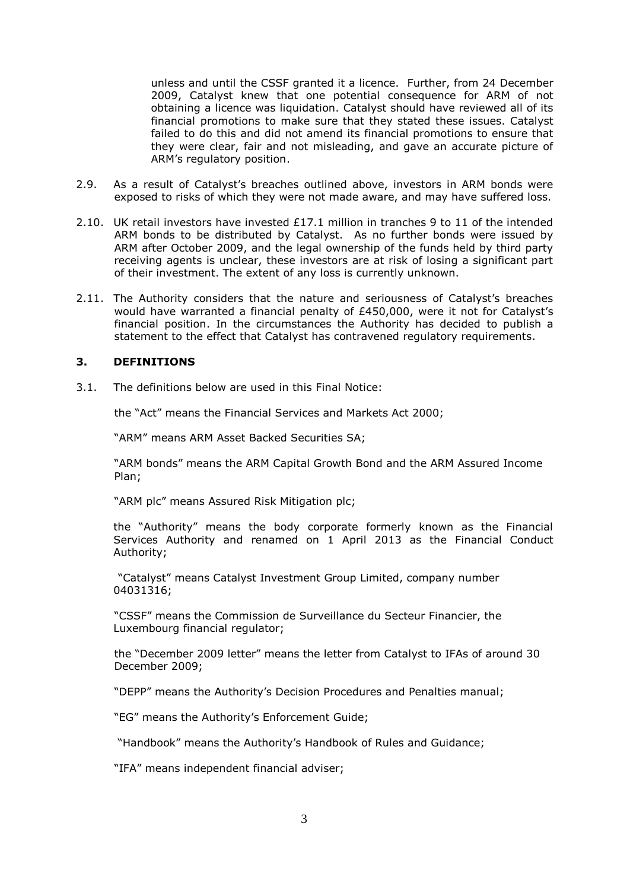unless and until the CSSF granted it a licence. Further, from 24 December 2009, Catalyst knew that one potential consequence for ARM of not obtaining a licence was liquidation. Catalyst should have reviewed all of its financial promotions to make sure that they stated these issues. Catalyst failed to do this and did not amend its financial promotions to ensure that they were clear, fair and not misleading, and gave an accurate picture of ARM's regulatory position.

2.9. As a result of Catalyst's breaches outlined above, investors in ARM bonds were exposed to risks of which they were not made aware, and may have suffered loss.

2.10. UK retail investors have invested £17.1 million in tranches 9 to 11 of the intended ARM bonds to be distributed by Catalyst. As no further bonds were issued by ARM after October 2009, and the legal ownership of the funds held by third party receiving agents is unclear, these investors are at risk of losing a significant part of their investment. The extent of any loss is currently unknown.

2.11. The Authority considers that the nature and seriousness of Catalyst's breaches would have warranted a financial penalty of £450,000, were it not for Catalyst's financial position. In the circumstances the Authority has decided to publish a statement to the effect that Catalyst has contravened regulatory requirements.

## 3. DEFINITIONS

3.1. The definitions below are used in this Final Notice:

the "Act" means the Financial Services and Markets Act 2000;

"ARM" means ARM Asset Backed Securities SA;

"ARM bonds" means the ARM Capital Growth Bond and the ARM Assured Income Plan;

"ARM plc" means Assured Risk Mitigation plc;

the "Authority" means the body corporate formerly known as the Financial Services Authority and renamed on 1 April 2013 as the Financial Conduct Authority;

"Catalyst" means Catalyst Investment Group Limited, company number 04031316;

"CSSF" means the Commission de Surveillance du Secteur Financier, the Luxembourg financial regulator;

the "December 2009 letter" means the letter from Catalyst to IFAs of around 30 December 2009;

"DEPP" means the Authority's Decision Procedures and Penalties manual;

"EG" means the Authority's Enforcement Guide;

"Handbook" means the Authority's Handbook of Rules and Guidance;

"IFA" means independent financial adviser;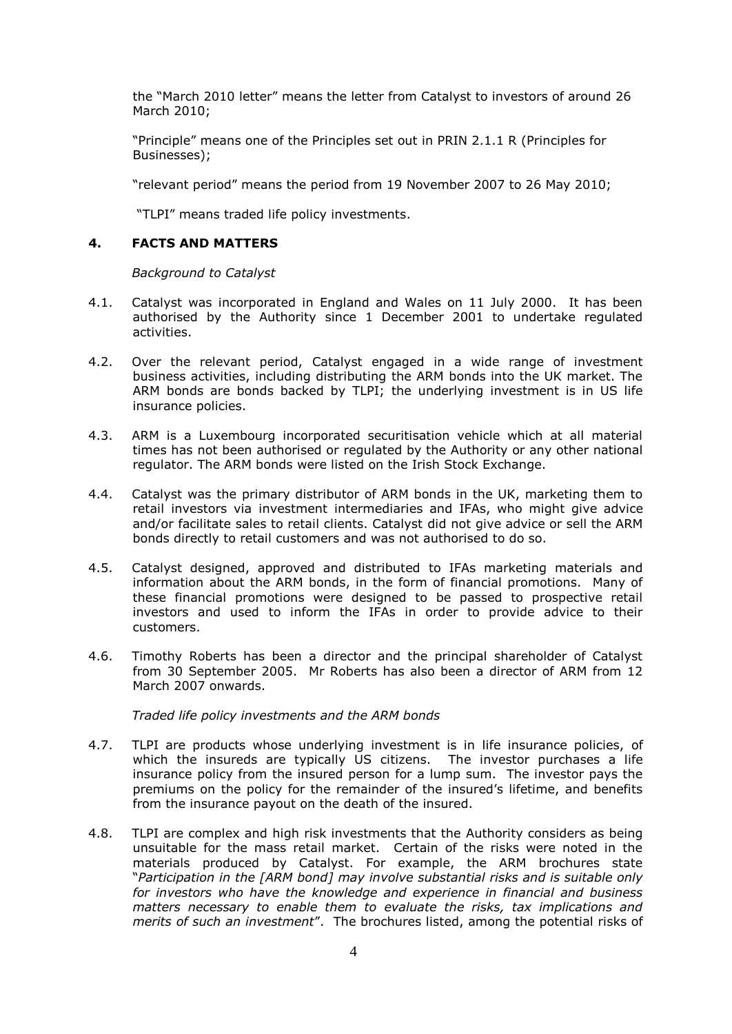the "March 2010 letter" means the letter from Catalyst to investors of around 26 March 2010;

"Principle" means one of the Principles set out in PRIN 2.1.1 R (Principles for Businesses);

"relevant period" means the period from 19 November 2007 to 26 May 2010;

"TLPI" means traded life policy investments.

## 4. FACTS AND MATTERS

*Background to Catalyst*

4.1. Catalyst was incorporated in England and Wales on 11 July 2000. It has been authorised by the Authority since 1 December 2001 to undertake regulated activities.

4.2. Over the relevant period, Catalyst engaged in a wide range of investment business activities, including distributing the ARM bonds into the UK market. The ARM bonds are bonds backed by TLPI; the underlying investment is in US life insurance policies.

4.3. ARM is a Luxembourg incorporated securitisation vehicle which at all material times has not been authorised or regulated by the Authority or any other national regulator. The ARM bonds were listed on the Irish Stock Exchange.

4.4. Catalyst was the primary distributor of ARM bonds in the UK, marketing them to retail investors via investment intermediaries and IFAs, who might give advice and/or facilitate sales to retail clients. Catalyst did not give advice or sell the ARM bonds directly to retail customers and was not authorised to do so.

4.5. Catalyst designed, approved and distributed to IFAs marketing materials and information about the ARM bonds, in the form of financial promotions. Many of these financial promotions were designed to be passed to prospective retail investors and used to inform the IFAs in order to provide advice to their customers.

4.6. Timothy Roberts has been a director and the principal shareholder of Catalyst from 30 September 2005. Mr Roberts has also been a director of ARM from 12 March 2007 onwards.

*Traded life policy investments and the ARM bonds*

4.7. TLPI are products whose underlying investment is in life insurance policies, of which the insureds are typically US citizens. The investor purchases a life insurance policy from the insured person for a lump sum. The investor pays the premiums on the policy for the remainder of the insured's lifetime, and benefits from the insurance payout on the death of the insured.

4.8. TLPI are complex and high risk investments that the Authority considers as being unsuitable for the mass retail market. Certain of the risks were noted in the materials produced by Catalyst. For example, the ARM brochures state "*Participation in the [ARM bond] may involve substantial risks and is suitable only for investors who have the knowledge and experience in financial and business matters necessary to enable them to evaluate the risks, tax implications and merits of such an investment*". The brochures listed, among the potential risks of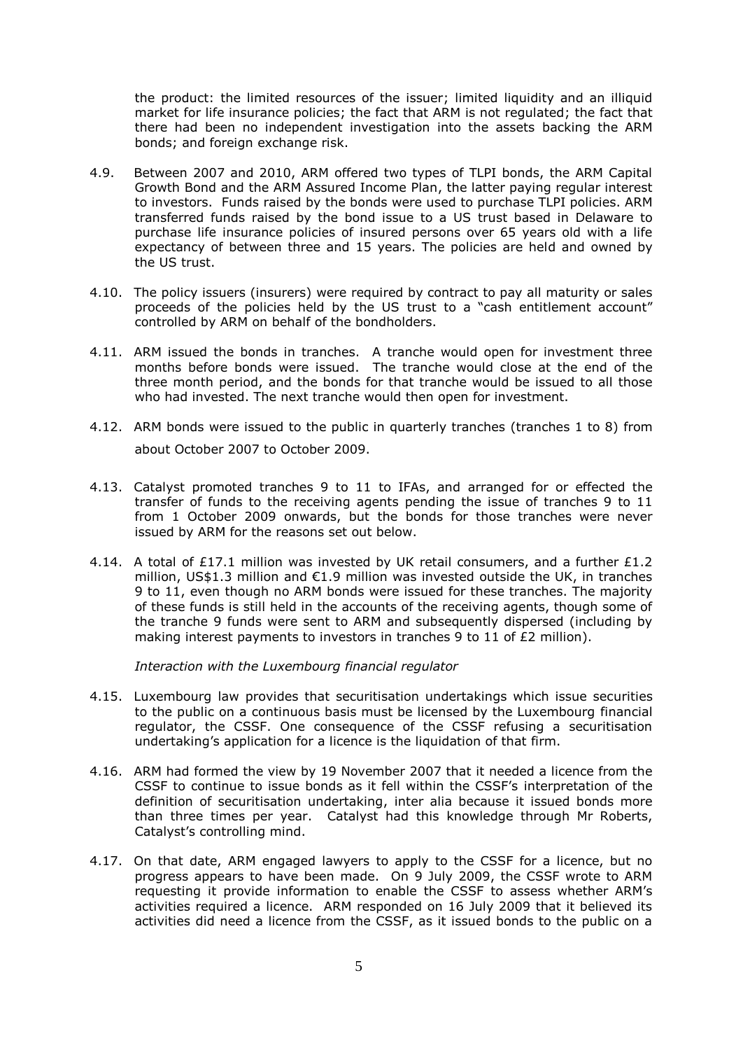the product: the limited resources of the issuer; limited liquidity and an illiquid market for life insurance policies; the fact that ARM is not regulated; the fact that there had been no independent investigation into the assets backing the ARM bonds; and foreign exchange risk.

4.9. Between 2007 and 2010, ARM offered two types of TLPI bonds, the ARM Capital Growth Bond and the ARM Assured Income Plan, the latter paying regular interest to investors. Funds raised by the bonds were used to purchase TLPI policies. ARM transferred funds raised by the bond issue to a US trust based in Delaware to purchase life insurance policies of insured persons over 65 years old with a life expectancy of between three and 15 years. The policies are held and owned by the US trust.

4.10. The policy issuers (insurers) were required by contract to pay all maturity or sales proceeds of the policies held by the US trust to a "cash entitlement account" controlled by ARM on behalf of the bondholders.

4.11. ARM issued the bonds in tranches. A tranche would open for investment three months before bonds were issued. The tranche would close at the end of the three month period, and the bonds for that tranche would be issued to all those who had invested. The next tranche would then open for investment.

4.12. ARM bonds were issued to the public in quarterly tranches (tranches 1 to 8) from about October 2007 to October 2009.

4.13. Catalyst promoted tranches 9 to 11 to IFAs, and arranged for or effected the transfer of funds to the receiving agents pending the issue of tranches 9 to 11 from 1 October 2009 onwards, but the bonds for those tranches were never issued by ARM for the reasons set out below.

4.14. A total of £17.1 million was invested by UK retail consumers, and a further £1.2 million, US$1.3 million and €1.9 million was invested outside the UK, in tranches 9 to 11, even though no ARM bonds were issued for these tranches. The majority of these funds is still held in the accounts of the receiving agents, though some of the tranche 9 funds were sent to ARM and subsequently dispersed (including by making interest payments to investors in tranches 9 to 11 of £2 million).

*Interaction with the Luxembourg financial regulator*

4.15. Luxembourg law provides that securitisation undertakings which issue securities to the public on a continuous basis must be licensed by the Luxembourg financial regulator, the CSSF. One consequence of the CSSF refusing a securitisation undertaking's application for a licence is the liquidation of that firm.

4.16. ARM had formed the view by 19 November 2007 that it needed a licence from the CSSF to continue to issue bonds as it fell within the CSSF's interpretation of the definition of securitisation undertaking, inter alia because it issued bonds more than three times per year. Catalyst had this knowledge through Mr Roberts, Catalyst's controlling mind.

4.17. On that date, ARM engaged lawyers to apply to the CSSF for a licence, but no progress appears to have been made. On 9 July 2009, the CSSF wrote to ARM requesting it provide information to enable the CSSF to assess whether ARM's activities required a licence. ARM responded on 16 July 2009 that it believed its activities did need a licence from the CSSF, as it issued bonds to the public on a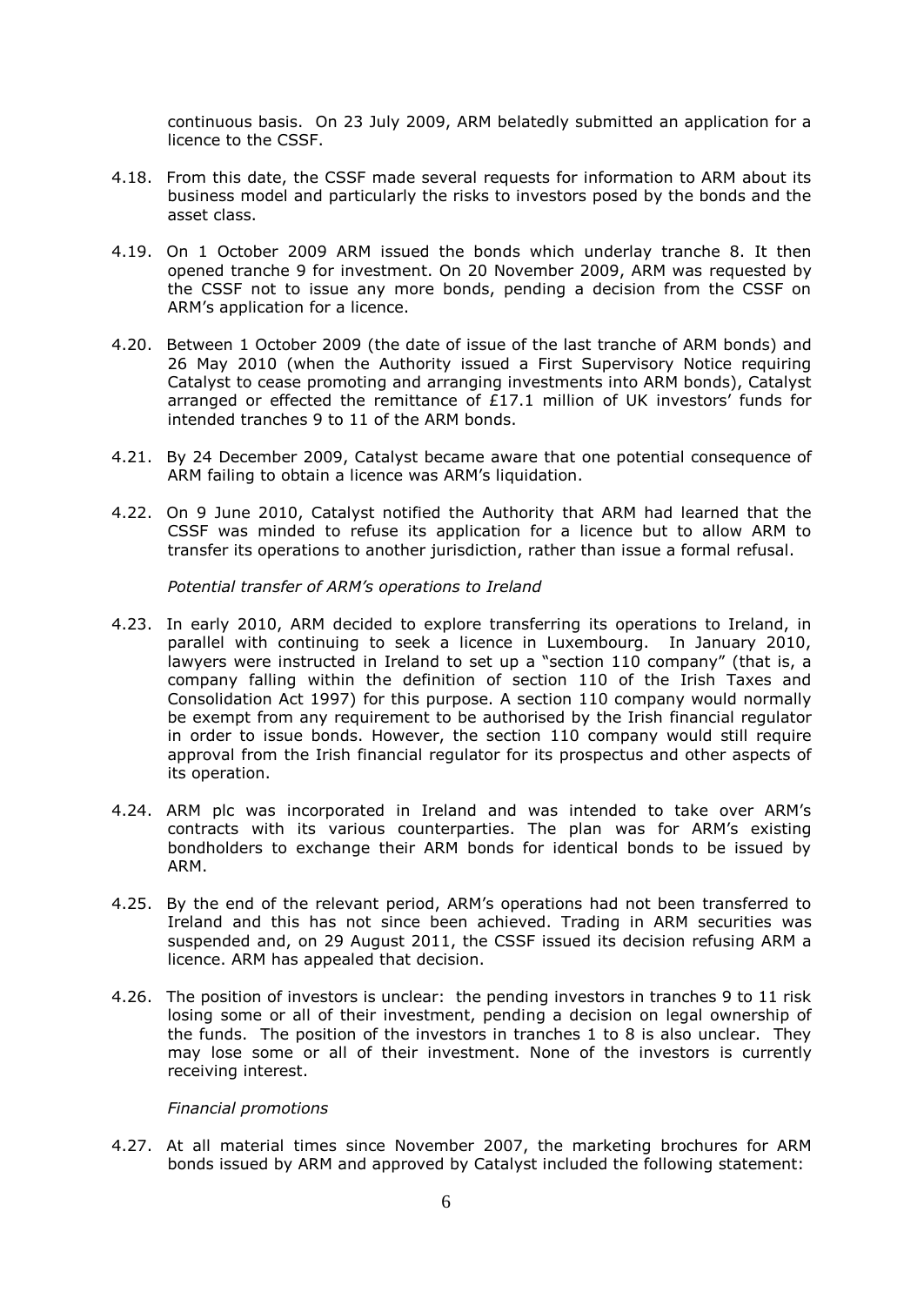continuous basis. On 23 July 2009, ARM belatedly submitted an application for a licence to the CSSF.

4.18. From this date, the CSSF made several requests for information to ARM about its business model and particularly the risks to investors posed by the bonds and the asset class.

4.19. On 1 October 2009 ARM issued the bonds which underlay tranche 8. It then opened tranche 9 for investment. On 20 November 2009, ARM was requested by the CSSF not to issue any more bonds, pending a decision from the CSSF on ARM's application for a licence.

4.20. Between 1 October 2009 (the date of issue of the last tranche of ARM bonds) and 26 May 2010 (when the Authority issued a First Supervisory Notice requiring Catalyst to cease promoting and arranging investments into ARM bonds), Catalyst arranged or effected the remittance of £17.1 million of UK investors' funds for intended tranches 9 to 11 of the ARM bonds.

4.21. By 24 December 2009, Catalyst became aware that one potential consequence of ARM failing to obtain a licence was ARM's liquidation.

4.22. On 9 June 2010, Catalyst notified the Authority that ARM had learned that the CSSF was minded to refuse its application for a licence but to allow ARM to transfer its operations to another jurisdiction, rather than issue a formal refusal.

*Potential transfer of ARM's operations to Ireland*

4.23. In early 2010, ARM decided to explore transferring its operations to Ireland, in parallel with continuing to seek a licence in Luxembourg. In January 2010, lawyers were instructed in Ireland to set up a "section 110 company" (that is, a company falling within the definition of section 110 of the Irish Taxes and Consolidation Act 1997) for this purpose. A section 110 company would normally be exempt from any requirement to be authorised by the Irish financial regulator in order to issue bonds. However, the section 110 company would still require approval from the Irish financial regulator for its prospectus and other aspects of its operation.

4.24. ARM plc was incorporated in Ireland and was intended to take over ARM's contracts with its various counterparties. The plan was for ARM's existing bondholders to exchange their ARM bonds for identical bonds to be issued by ARM.

4.25. By the end of the relevant period, ARM's operations had not been transferred to Ireland and this has not since been achieved. Trading in ARM securities was suspended and, on 29 August 2011, the CSSF issued its decision refusing ARM a licence. ARM has appealed that decision.

4.26. The position of investors is unclear: the pending investors in tranches 9 to 11 risk losing some or all of their investment, pending a decision on legal ownership of the funds. The position of the investors in tranches 1 to 8 is also unclear. They may lose some or all of their investment. None of the investors is currently receiving interest.

*Financial promotions*

4.27. At all material times since November 2007, the marketing brochures for ARM bonds issued by ARM and approved by Catalyst included the following statement: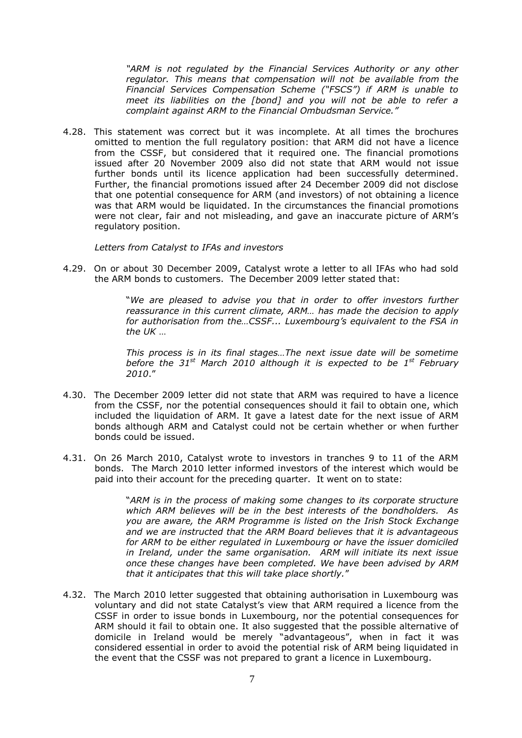> *"ARM is not regulated by the Financial Services Authority or any other regulator. This means that compensation will not be available from the Financial Services Compensation Scheme ("FSCS") if ARM is unable to meet its liabilities on the [bond] and you will not be able to refer a complaint against ARM to the Financial Ombudsman Service."*

4.28. This statement was correct but it was incomplete. At all times the brochures omitted to mention the full regulatory position: that ARM did not have a licence from the CSSF, but considered that it required one. The financial promotions issued after 20 November 2009 also did not state that ARM would not issue further bonds until its licence application had been successfully determined. Further, the financial promotions issued after 24 December 2009 did not disclose that one potential consequence for ARM (and investors) of not obtaining a licence was that ARM would be liquidated. In the circumstances the financial promotions were not clear, fair and not misleading, and gave an inaccurate picture of ARM's regulatory position.

*Letters from Catalyst to IFAs and investors*

4.29. On or about 30 December 2009, Catalyst wrote a letter to all IFAs who had sold the ARM bonds to customers. The December 2009 letter stated that:

> "*We are pleased to advise you that in order to offer investors further reassurance in this current climate, ARM… has made the decision to apply for authorisation from the…CSSF... Luxembourg's equivalent to the FSA in the UK* …
>
> *This process is in its final stages…The next issue date will be sometime before the 31st March 2010 although it is expected to be 1st February 2010*."

4.30. The December 2009 letter did not state that ARM was required to have a licence from the CSSF, nor the potential consequences should it fail to obtain one, which included the liquidation of ARM. It gave a latest date for the next issue of ARM bonds although ARM and Catalyst could not be certain whether or when further bonds could be issued.

4.31. On 26 March 2010, Catalyst wrote to investors in tranches 9 to 11 of the ARM bonds. The March 2010 letter informed investors of the interest which would be paid into their account for the preceding quarter. It went on to state:

> "*ARM is in the process of making some changes to its corporate structure which ARM believes will be in the best interests of the bondholders. As you are aware, the ARM Programme is listed on the Irish Stock Exchange and we are instructed that the ARM Board believes that it is advantageous for ARM to be either regulated in Luxembourg or have the issuer domiciled in Ireland, under the same organisation. ARM will initiate its next issue once these changes have been completed. We have been advised by ARM that it anticipates that this will take place shortly.*"

4.32. The March 2010 letter suggested that obtaining authorisation in Luxembourg was voluntary and did not state Catalyst's view that ARM required a licence from the CSSF in order to issue bonds in Luxembourg, nor the potential consequences for ARM should it fail to obtain one. It also suggested that the possible alternative of domicile in Ireland would be merely "advantageous", when in fact it was considered essential in order to avoid the potential risk of ARM being liquidated in the event that the CSSF was not prepared to grant a licence in Luxembourg.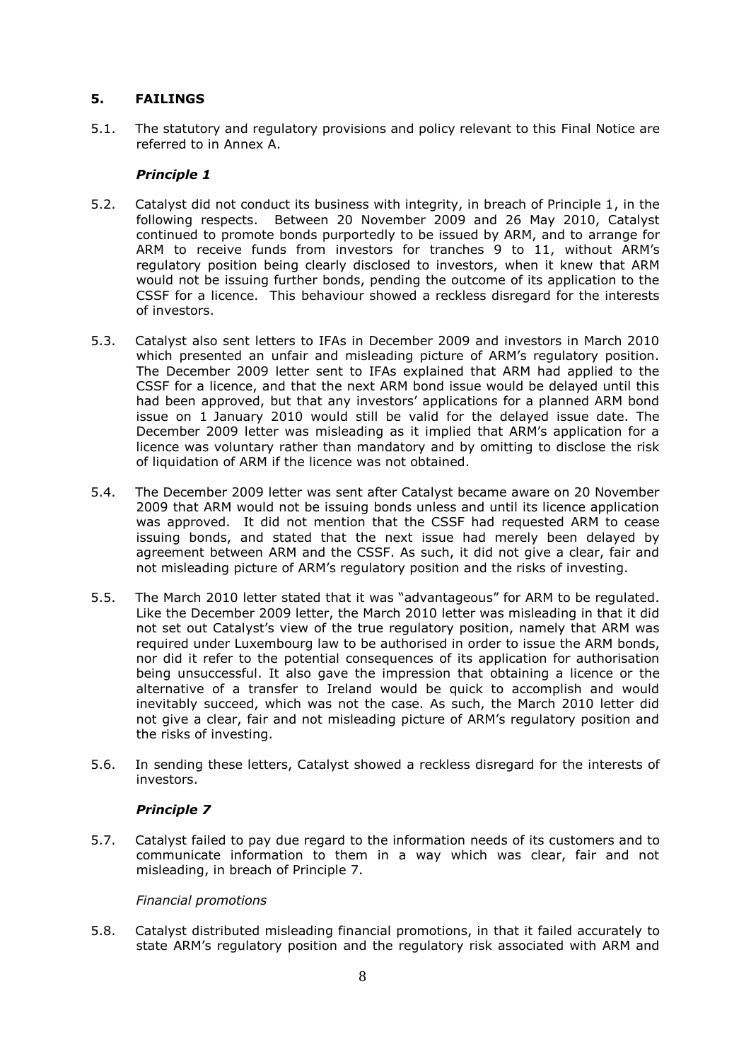## 5. FAILINGS

5.1. The statutory and regulatory provisions and policy relevant to this Final Notice are referred to in Annex A.

### *Principle 1*

5.2. Catalyst did not conduct its business with integrity, in breach of Principle 1, in the following respects. Between 20 November 2009 and 26 May 2010, Catalyst continued to promote bonds purportedly to be issued by ARM, and to arrange for ARM to receive funds from investors for tranches 9 to 11, without ARM's regulatory position being clearly disclosed to investors, when it knew that ARM would not be issuing further bonds, pending the outcome of its application to the CSSF for a licence. This behaviour showed a reckless disregard for the interests of investors.

5.3. Catalyst also sent letters to IFAs in December 2009 and investors in March 2010 which presented an unfair and misleading picture of ARM's regulatory position. The December 2009 letter sent to IFAs explained that ARM had applied to the CSSF for a licence, and that the next ARM bond issue would be delayed until this had been approved, but that any investors' applications for a planned ARM bond issue on 1 January 2010 would still be valid for the delayed issue date. The December 2009 letter was misleading as it implied that ARM's application for a licence was voluntary rather than mandatory and by omitting to disclose the risk of liquidation of ARM if the licence was not obtained.

5.4. The December 2009 letter was sent after Catalyst became aware on 20 November 2009 that ARM would not be issuing bonds unless and until its licence application was approved. It did not mention that the CSSF had requested ARM to cease issuing bonds, and stated that the next issue had merely been delayed by agreement between ARM and the CSSF. As such, it did not give a clear, fair and not misleading picture of ARM's regulatory position and the risks of investing.

5.5. The March 2010 letter stated that it was "advantageous" for ARM to be regulated. Like the December 2009 letter, the March 2010 letter was misleading in that it did not set out Catalyst's view of the true regulatory position, namely that ARM was required under Luxembourg law to be authorised in order to issue the ARM bonds, nor did it refer to the potential consequences of its application for authorisation being unsuccessful. It also gave the impression that obtaining a licence or the alternative of a transfer to Ireland would be quick to accomplish and would inevitably succeed, which was not the case. As such, the March 2010 letter did not give a clear, fair and not misleading picture of ARM's regulatory position and the risks of investing.

5.6. In sending these letters, Catalyst showed a reckless disregard for the interests of investors.

### *Principle 7*

5.7. Catalyst failed to pay due regard to the information needs of its customers and to communicate information to them in a way which was clear, fair and not misleading, in breach of Principle 7.

*Financial promotions*

5.8. Catalyst distributed misleading financial promotions, in that it failed accurately to state ARM's regulatory position and the regulatory risk associated with ARM and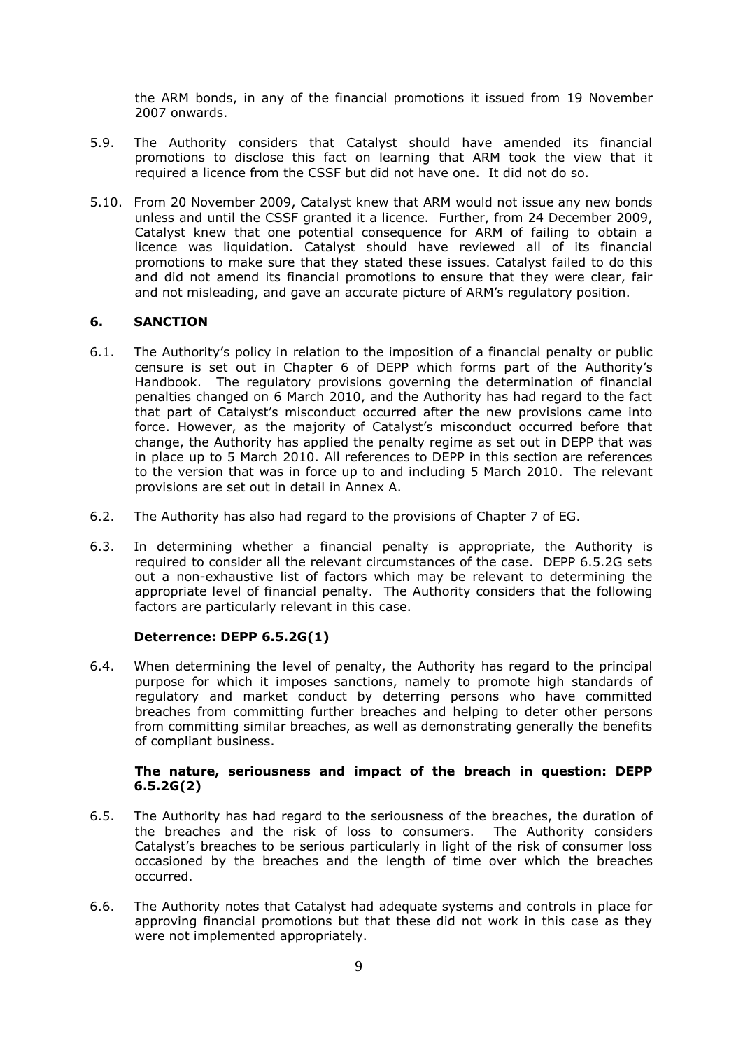the ARM bonds, in any of the financial promotions it issued from 19 November 2007 onwards.

5.9. The Authority considers that Catalyst should have amended its financial promotions to disclose this fact on learning that ARM took the view that it required a licence from the CSSF but did not have one. It did not do so.

5.10. From 20 November 2009, Catalyst knew that ARM would not issue any new bonds unless and until the CSSF granted it a licence. Further, from 24 December 2009, Catalyst knew that one potential consequence for ARM of failing to obtain a licence was liquidation. Catalyst should have reviewed all of its financial promotions to make sure that they stated these issues. Catalyst failed to do this and did not amend its financial promotions to ensure that they were clear, fair and not misleading, and gave an accurate picture of ARM's regulatory position.

## 6. SANCTION

6.1. The Authority's policy in relation to the imposition of a financial penalty or public censure is set out in Chapter 6 of DEPP which forms part of the Authority's Handbook. The regulatory provisions governing the determination of financial penalties changed on 6 March 2010, and the Authority has had regard to the fact that part of Catalyst's misconduct occurred after the new provisions came into force. However, as the majority of Catalyst's misconduct occurred before that change, the Authority has applied the penalty regime as set out in DEPP that was in place up to 5 March 2010. All references to DEPP in this section are references to the version that was in force up to and including 5 March 2010. The relevant provisions are set out in detail in Annex A.

6.2. The Authority has also had regard to the provisions of Chapter 7 of EG.

6.3. In determining whether a financial penalty is appropriate, the Authority is required to consider all the relevant circumstances of the case. DEPP 6.5.2G sets out a non-exhaustive list of factors which may be relevant to determining the appropriate level of financial penalty. The Authority considers that the following factors are particularly relevant in this case.

### Deterrence: DEPP 6.5.2G(1)

6.4. When determining the level of penalty, the Authority has regard to the principal purpose for which it imposes sanctions, namely to promote high standards of regulatory and market conduct by deterring persons who have committed breaches from committing further breaches and helping to deter other persons from committing similar breaches, as well as demonstrating generally the benefits of compliant business.

### The nature, seriousness and impact of the breach in question: DEPP 6.5.2G(2)

6.5. The Authority has had regard to the seriousness of the breaches, the duration of the breaches and the risk of loss to consumers. The Authority considers Catalyst's breaches to be serious particularly in light of the risk of consumer loss occasioned by the breaches and the length of time over which the breaches occurred.

6.6. The Authority notes that Catalyst had adequate systems and controls in place for approving financial promotions but that these did not work in this case as they were not implemented appropriately.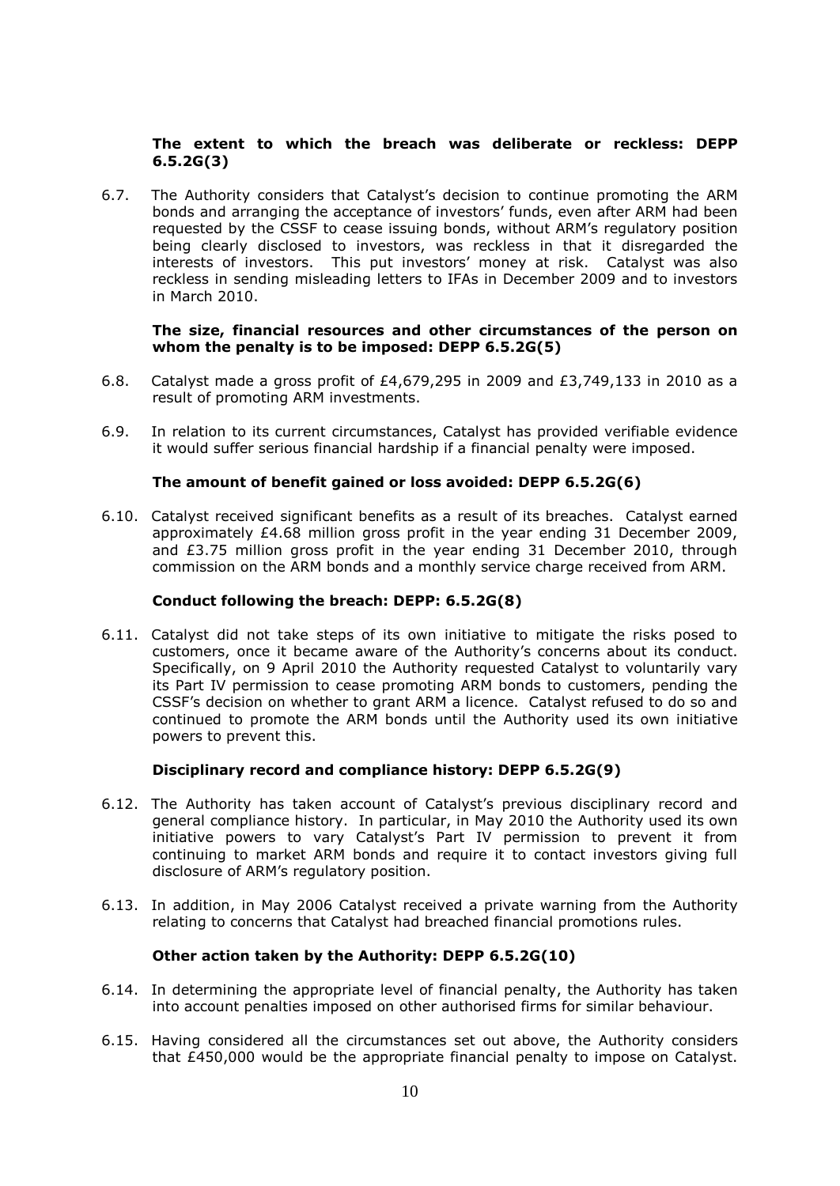**The extent to which the breach was deliberate or reckless: DEPP 6.5.2G(3)**

6.7. The Authority considers that Catalyst's decision to continue promoting the ARM bonds and arranging the acceptance of investors' funds, even after ARM had been requested by the CSSF to cease issuing bonds, without ARM's regulatory position being clearly disclosed to investors, was reckless in that it disregarded the interests of investors. This put investors' money at risk. Catalyst was also reckless in sending misleading letters to IFAs in December 2009 and to investors in March 2010.

**The size, financial resources and other circumstances of the person on whom the penalty is to be imposed: DEPP 6.5.2G(5)**

6.8. Catalyst made a gross profit of £4,679,295 in 2009 and £3,749,133 in 2010 as a result of promoting ARM investments.

6.9. In relation to its current circumstances, Catalyst has provided verifiable evidence it would suffer serious financial hardship if a financial penalty were imposed.

**The amount of benefit gained or loss avoided: DEPP 6.5.2G(6)**

6.10. Catalyst received significant benefits as a result of its breaches. Catalyst earned approximately £4.68 million gross profit in the year ending 31 December 2009, and £3.75 million gross profit in the year ending 31 December 2010, through commission on the ARM bonds and a monthly service charge received from ARM.

**Conduct following the breach: DEPP: 6.5.2G(8)**

6.11. Catalyst did not take steps of its own initiative to mitigate the risks posed to customers, once it became aware of the Authority's concerns about its conduct. Specifically, on 9 April 2010 the Authority requested Catalyst to voluntarily vary its Part IV permission to cease promoting ARM bonds to customers, pending the CSSF's decision on whether to grant ARM a licence. Catalyst refused to do so and continued to promote the ARM bonds until the Authority used its own initiative powers to prevent this.

**Disciplinary record and compliance history: DEPP 6.5.2G(9)**

6.12. The Authority has taken account of Catalyst's previous disciplinary record and general compliance history. In particular, in May 2010 the Authority used its own initiative powers to vary Catalyst's Part IV permission to prevent it from continuing to market ARM bonds and require it to contact investors giving full disclosure of ARM's regulatory position.

6.13. In addition, in May 2006 Catalyst received a private warning from the Authority relating to concerns that Catalyst had breached financial promotions rules.

**Other action taken by the Authority: DEPP 6.5.2G(10)**

6.14. In determining the appropriate level of financial penalty, the Authority has taken into account penalties imposed on other authorised firms for similar behaviour.

6.15. Having considered all the circumstances set out above, the Authority considers that £450,000 would be the appropriate financial penalty to impose on Catalyst.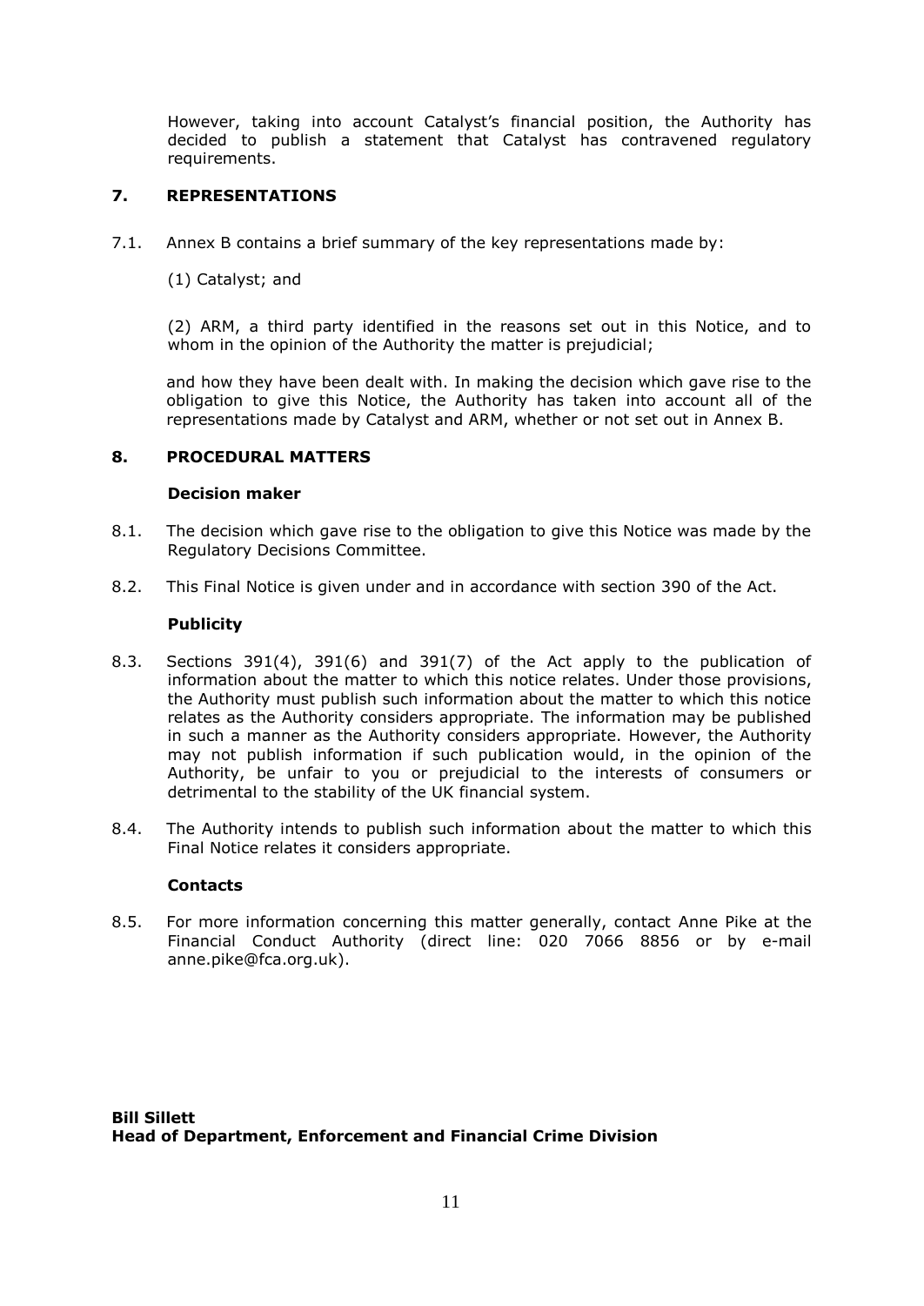However, taking into account Catalyst's financial position, the Authority has decided to publish a statement that Catalyst has contravened regulatory requirements.

## 7. REPRESENTATIONS

7.1. Annex B contains a brief summary of the key representations made by:

(1) Catalyst; and

(2) ARM, a third party identified in the reasons set out in this Notice, and to whom in the opinion of the Authority the matter is prejudicial;

and how they have been dealt with. In making the decision which gave rise to the obligation to give this Notice, the Authority has taken into account all of the representations made by Catalyst and ARM, whether or not set out in Annex B.

## 8. PROCEDURAL MATTERS

### Decision maker

8.1. The decision which gave rise to the obligation to give this Notice was made by the Regulatory Decisions Committee.

8.2. This Final Notice is given under and in accordance with section 390 of the Act.

### Publicity

8.3. Sections 391(4), 391(6) and 391(7) of the Act apply to the publication of information about the matter to which this notice relates. Under those provisions, the Authority must publish such information about the matter to which this notice relates as the Authority considers appropriate. The information may be published in such a manner as the Authority considers appropriate. However, the Authority may not publish information if such publication would, in the opinion of the Authority, be unfair to you or prejudicial to the interests of consumers or detrimental to the stability of the UK financial system.

8.4. The Authority intends to publish such information about the matter to which this Final Notice relates it considers appropriate.

### Contacts

8.5. For more information concerning this matter generally, contact Anne Pike at the Financial Conduct Authority (direct line: 020 7066 8856 or by e-mail anne.pike@fca.org.uk).

**Bill Sillett**
**Head of Department, Enforcement and Financial Crime Division**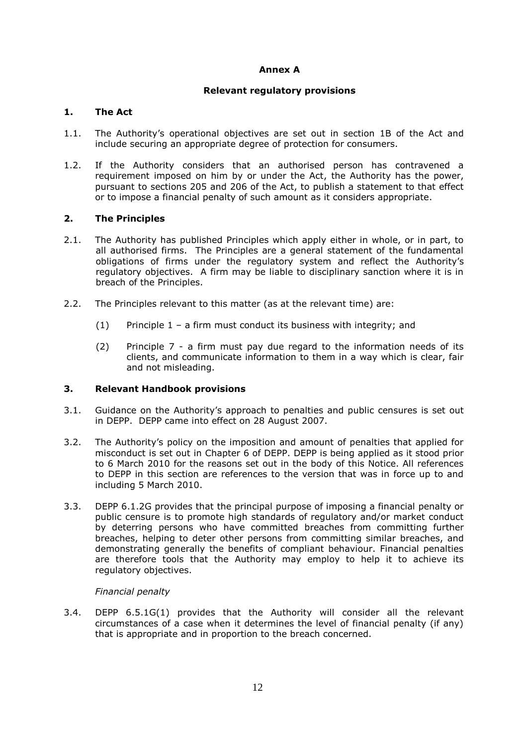**Annex A**

**Relevant regulatory provisions**

**1. The Act**

1.1. The Authority's operational objectives are set out in section 1B of the Act and include securing an appropriate degree of protection for consumers.

1.2. If the Authority considers that an authorised person has contravened a requirement imposed on him by or under the Act, the Authority has the power, pursuant to sections 205 and 206 of the Act, to publish a statement to that effect or to impose a financial penalty of such amount as it considers appropriate.

**2. The Principles**

2.1. The Authority has published Principles which apply either in whole, or in part, to all authorised firms. The Principles are a general statement of the fundamental obligations of firms under the regulatory system and reflect the Authority's regulatory objectives. A firm may be liable to disciplinary sanction where it is in breach of the Principles.

2.2. The Principles relevant to this matter (as at the relevant time) are:

(1) Principle 1 – a firm must conduct its business with integrity; and

(2) Principle 7 - a firm must pay due regard to the information needs of its clients, and communicate information to them in a way which is clear, fair and not misleading.

**3. Relevant Handbook provisions**

3.1. Guidance on the Authority's approach to penalties and public censures is set out in DEPP. DEPP came into effect on 28 August 2007.

3.2. The Authority's policy on the imposition and amount of penalties that applied for misconduct is set out in Chapter 6 of DEPP. DEPP is being applied as it stood prior to 6 March 2010 for the reasons set out in the body of this Notice. All references to DEPP in this section are references to the version that was in force up to and including 5 March 2010.

3.3. DEPP 6.1.2G provides that the principal purpose of imposing a financial penalty or public censure is to promote high standards of regulatory and/or market conduct by deterring persons who have committed breaches from committing further breaches, helping to deter other persons from committing similar breaches, and demonstrating generally the benefits of compliant behaviour. Financial penalties are therefore tools that the Authority may employ to help it to achieve its regulatory objectives.

*Financial penalty*

3.4. DEPP 6.5.1G(1) provides that the Authority will consider all the relevant circumstances of a case when it determines the level of financial penalty (if any) that is appropriate and in proportion to the breach concerned.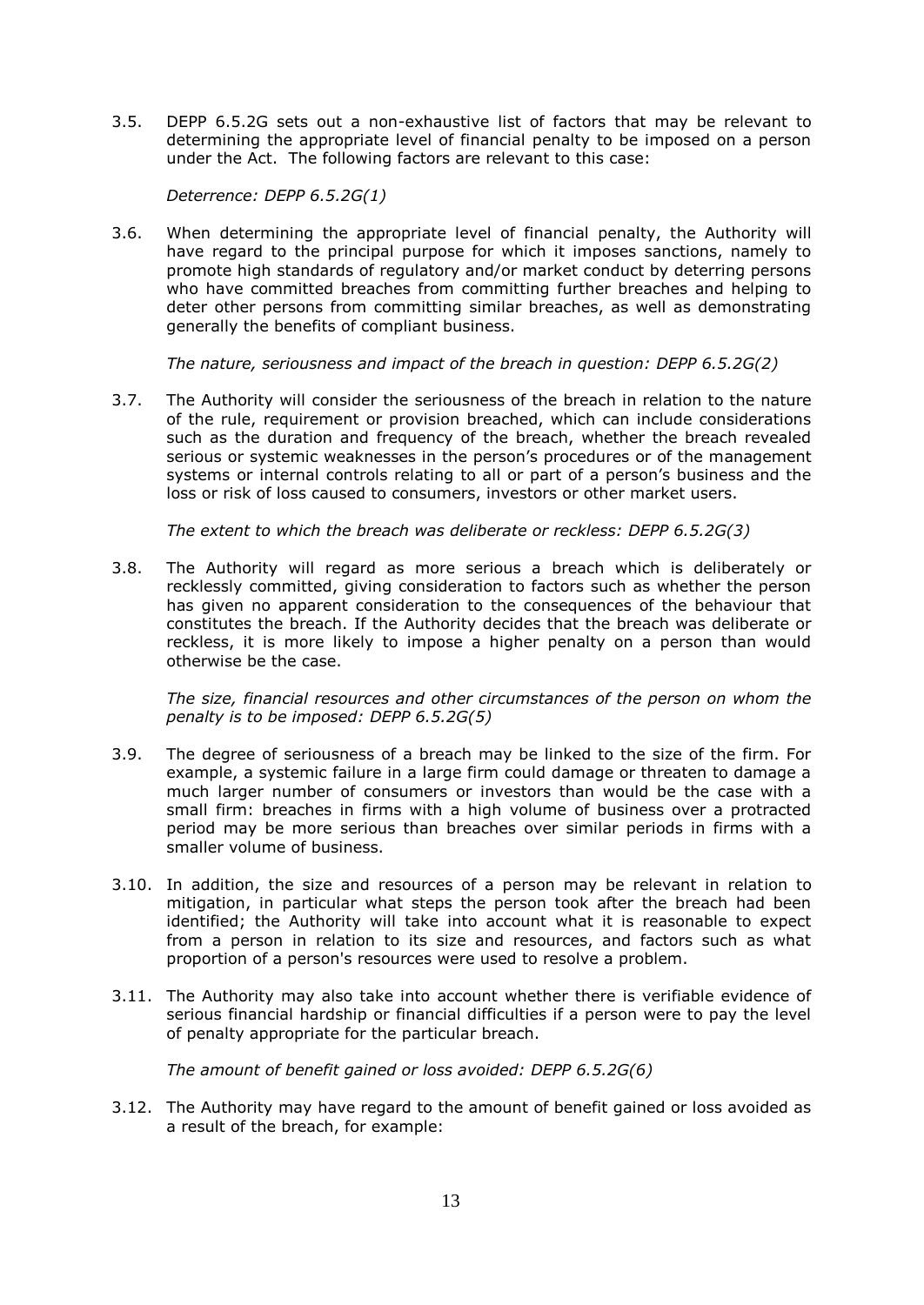3.5. DEPP 6.5.2G sets out a non-exhaustive list of factors that may be relevant to determining the appropriate level of financial penalty to be imposed on a person under the Act. The following factors are relevant to this case:

*Deterrence: DEPP 6.5.2G(1)*

3.6. When determining the appropriate level of financial penalty, the Authority will have regard to the principal purpose for which it imposes sanctions, namely to promote high standards of regulatory and/or market conduct by deterring persons who have committed breaches from committing further breaches and helping to deter other persons from committing similar breaches, as well as demonstrating generally the benefits of compliant business.

*The nature, seriousness and impact of the breach in question: DEPP 6.5.2G(2)*

3.7. The Authority will consider the seriousness of the breach in relation to the nature of the rule, requirement or provision breached, which can include considerations such as the duration and frequency of the breach, whether the breach revealed serious or systemic weaknesses in the person's procedures or of the management systems or internal controls relating to all or part of a person's business and the loss or risk of loss caused to consumers, investors or other market users.

*The extent to which the breach was deliberate or reckless: DEPP 6.5.2G(3)*

3.8. The Authority will regard as more serious a breach which is deliberately or recklessly committed, giving consideration to factors such as whether the person has given no apparent consideration to the consequences of the behaviour that constitutes the breach. If the Authority decides that the breach was deliberate or reckless, it is more likely to impose a higher penalty on a person than would otherwise be the case.

*The size, financial resources and other circumstances of the person on whom the penalty is to be imposed: DEPP 6.5.2G(5)*

3.9. The degree of seriousness of a breach may be linked to the size of the firm. For example, a systemic failure in a large firm could damage or threaten to damage a much larger number of consumers or investors than would be the case with a small firm: breaches in firms with a high volume of business over a protracted period may be more serious than breaches over similar periods in firms with a smaller volume of business.

3.10. In addition, the size and resources of a person may be relevant in relation to mitigation, in particular what steps the person took after the breach had been identified; the Authority will take into account what it is reasonable to expect from a person in relation to its size and resources, and factors such as what proportion of a person's resources were used to resolve a problem.

3.11. The Authority may also take into account whether there is verifiable evidence of serious financial hardship or financial difficulties if a person were to pay the level of penalty appropriate for the particular breach.

*The amount of benefit gained or loss avoided: DEPP 6.5.2G(6)*

3.12. The Authority may have regard to the amount of benefit gained or loss avoided as a result of the breach, for example: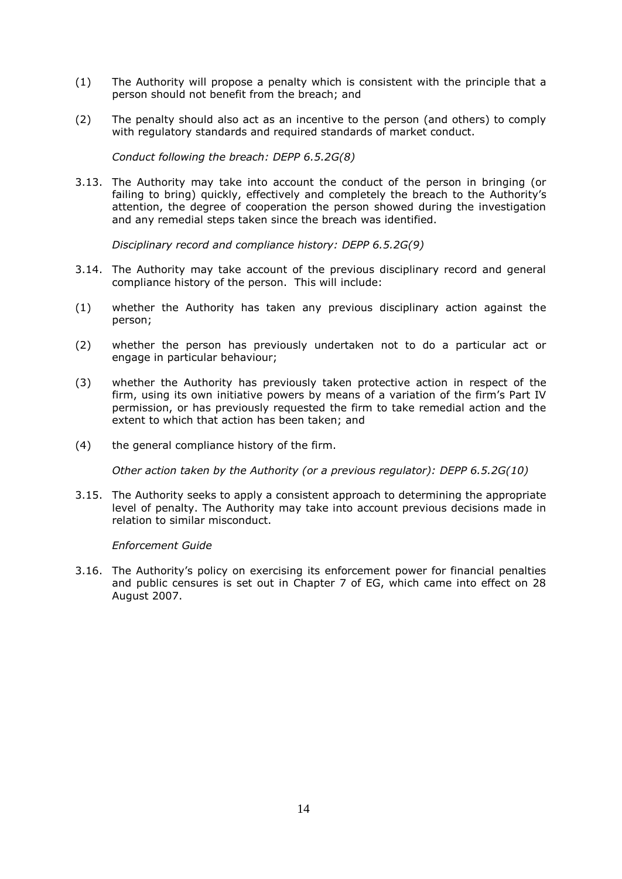(1) The Authority will propose a penalty which is consistent with the principle that a person should not benefit from the breach; and

(2) The penalty should also act as an incentive to the person (and others) to comply with regulatory standards and required standards of market conduct.

*Conduct following the breach: DEPP 6.5.2G(8)*

3.13. The Authority may take into account the conduct of the person in bringing (or failing to bring) quickly, effectively and completely the breach to the Authority's attention, the degree of cooperation the person showed during the investigation and any remedial steps taken since the breach was identified.

*Disciplinary record and compliance history: DEPP 6.5.2G(9)*

3.14. The Authority may take account of the previous disciplinary record and general compliance history of the person. This will include:

(1) whether the Authority has taken any previous disciplinary action against the person;

(2) whether the person has previously undertaken not to do a particular act or engage in particular behaviour;

(3) whether the Authority has previously taken protective action in respect of the firm, using its own initiative powers by means of a variation of the firm's Part IV permission, or has previously requested the firm to take remedial action and the extent to which that action has been taken; and

(4) the general compliance history of the firm.

*Other action taken by the Authority (or a previous regulator): DEPP 6.5.2G(10)*

3.15. The Authority seeks to apply a consistent approach to determining the appropriate level of penalty. The Authority may take into account previous decisions made in relation to similar misconduct.

*Enforcement Guide*

3.16. The Authority's policy on exercising its enforcement power for financial penalties and public censures is set out in Chapter 7 of EG, which came into effect on 28 August 2007.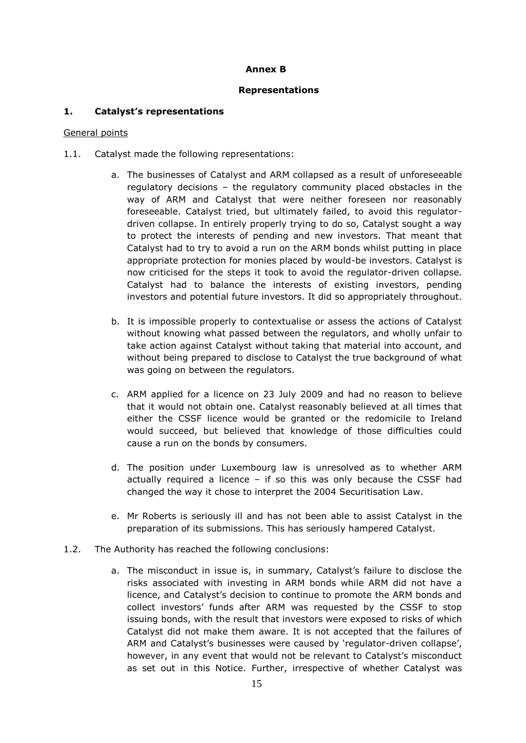**Annex B**

**Representations**

## 1. Catalyst's representations

General points

1.1. Catalyst made the following representations:

a. The businesses of Catalyst and ARM collapsed as a result of unforeseeable regulatory decisions – the regulatory community placed obstacles in the way of ARM and Catalyst that were neither foreseen nor reasonably foreseeable. Catalyst tried, but ultimately failed, to avoid this regulator-driven collapse. In entirely properly trying to do so, Catalyst sought a way to protect the interests of pending and new investors. That meant that Catalyst had to try to avoid a run on the ARM bonds whilst putting in place appropriate protection for monies placed by would-be investors. Catalyst is now criticised for the steps it took to avoid the regulator-driven collapse. Catalyst had to balance the interests of existing investors, pending investors and potential future investors. It did so appropriately throughout.

b. It is impossible properly to contextualise or assess the actions of Catalyst without knowing what passed between the regulators, and wholly unfair to take action against Catalyst without taking that material into account, and without being prepared to disclose to Catalyst the true background of what was going on between the regulators.

c. ARM applied for a licence on 23 July 2009 and had no reason to believe that it would not obtain one. Catalyst reasonably believed at all times that either the CSSF licence would be granted or the redomicile to Ireland would succeed, but believed that knowledge of those difficulties could cause a run on the bonds by consumers.

d. The position under Luxembourg law is unresolved as to whether ARM actually required a licence – if so this was only because the CSSF had changed the way it chose to interpret the 2004 Securitisation Law.

e. Mr Roberts is seriously ill and has not been able to assist Catalyst in the preparation of its submissions. This has seriously hampered Catalyst.

1.2. The Authority has reached the following conclusions:

a. The misconduct in issue is, in summary, Catalyst's failure to disclose the risks associated with investing in ARM bonds while ARM did not have a licence, and Catalyst's decision to continue to promote the ARM bonds and collect investors' funds after ARM was requested by the CSSF to stop issuing bonds, with the result that investors were exposed to risks of which Catalyst did not make them aware. It is not accepted that the failures of ARM and Catalyst's businesses were caused by 'regulator-driven collapse', however, in any event that would not be relevant to Catalyst's misconduct as set out in this Notice. Further, irrespective of whether Catalyst was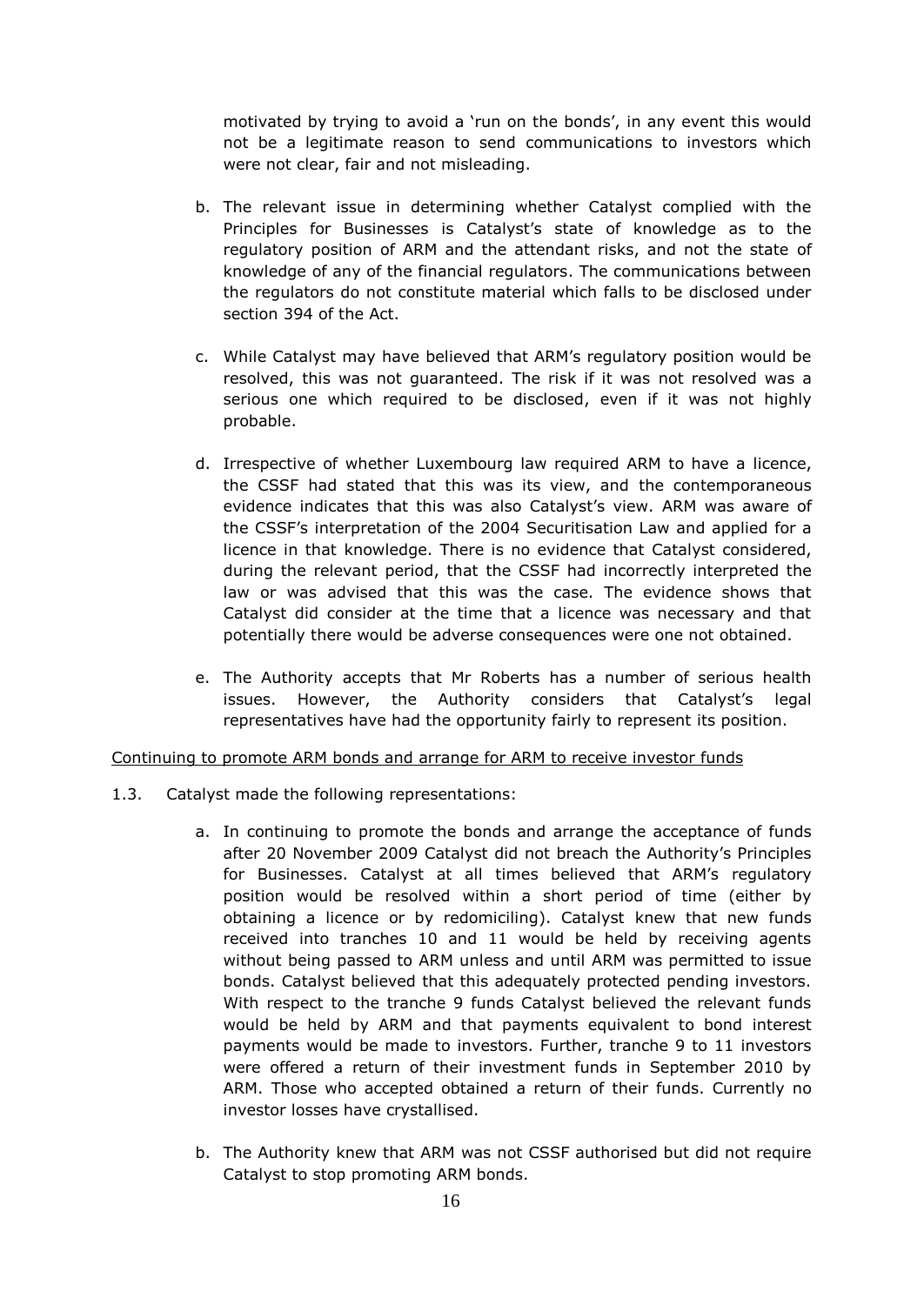motivated by trying to avoid a 'run on the bonds', in any event this would not be a legitimate reason to send communications to investors which were not clear, fair and not misleading.

b. The relevant issue in determining whether Catalyst complied with the Principles for Businesses is Catalyst's state of knowledge as to the regulatory position of ARM and the attendant risks, and not the state of knowledge of any of the financial regulators. The communications between the regulators do not constitute material which falls to be disclosed under section 394 of the Act.

c. While Catalyst may have believed that ARM's regulatory position would be resolved, this was not guaranteed. The risk if it was not resolved was a serious one which required to be disclosed, even if it was not highly probable.

d. Irrespective of whether Luxembourg law required ARM to have a licence, the CSSF had stated that this was its view, and the contemporaneous evidence indicates that this was also Catalyst's view. ARM was aware of the CSSF's interpretation of the 2004 Securitisation Law and applied for a licence in that knowledge. There is no evidence that Catalyst considered, during the relevant period, that the CSSF had incorrectly interpreted the law or was advised that this was the case. The evidence shows that Catalyst did consider at the time that a licence was necessary and that potentially there would be adverse consequences were one not obtained.

e. The Authority accepts that Mr Roberts has a number of serious health issues. However, the Authority considers that Catalyst's legal representatives have had the opportunity fairly to represent its position.

<u>Continuing to promote ARM bonds and arrange for ARM to receive investor funds</u>

1.3. Catalyst made the following representations:

a. In continuing to promote the bonds and arrange the acceptance of funds after 20 November 2009 Catalyst did not breach the Authority's Principles for Businesses. Catalyst at all times believed that ARM's regulatory position would be resolved within a short period of time (either by obtaining a licence or by redomiciling). Catalyst knew that new funds received into tranches 10 and 11 would be held by receiving agents without being passed to ARM unless and until ARM was permitted to issue bonds. Catalyst believed that this adequately protected pending investors. With respect to the tranche 9 funds Catalyst believed the relevant funds would be held by ARM and that payments equivalent to bond interest payments would be made to investors. Further, tranche 9 to 11 investors were offered a return of their investment funds in September 2010 by ARM. Those who accepted obtained a return of their funds. Currently no investor losses have crystallised.

b. The Authority knew that ARM was not CSSF authorised but did not require Catalyst to stop promoting ARM bonds.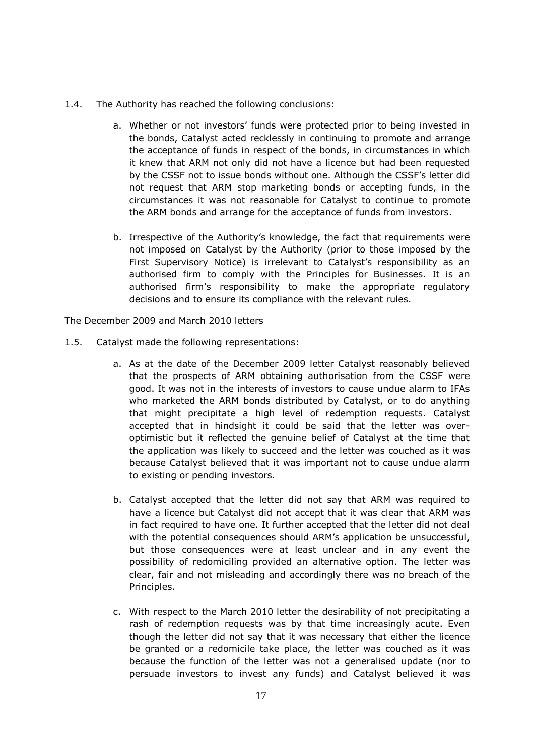1.4. The Authority has reached the following conclusions:

   a. Whether or not investors' funds were protected prior to being invested in the bonds, Catalyst acted recklessly in continuing to promote and arrange the acceptance of funds in respect of the bonds, in circumstances in which it knew that ARM not only did not have a licence but had been requested by the CSSF not to issue bonds without one. Although the CSSF's letter did not request that ARM stop marketing bonds or accepting funds, in the circumstances it was not reasonable for Catalyst to continue to promote the ARM bonds and arrange for the acceptance of funds from investors.

   b. Irrespective of the Authority's knowledge, the fact that requirements were not imposed on Catalyst by the Authority (prior to those imposed by the First Supervisory Notice) is irrelevant to Catalyst's responsibility as an authorised firm to comply with the Principles for Businesses. It is an authorised firm's responsibility to make the appropriate regulatory decisions and to ensure its compliance with the relevant rules.

<u>The December 2009 and March 2010 letters</u>

1.5. Catalyst made the following representations:

   a. As at the date of the December 2009 letter Catalyst reasonably believed that the prospects of ARM obtaining authorisation from the CSSF were good. It was not in the interests of investors to cause undue alarm to IFAs who marketed the ARM bonds distributed by Catalyst, or to do anything that might precipitate a high level of redemption requests. Catalyst accepted that in hindsight it could be said that the letter was over-optimistic but it reflected the genuine belief of Catalyst at the time that the application was likely to succeed and the letter was couched as it was because Catalyst believed that it was important not to cause undue alarm to existing or pending investors.

   b. Catalyst accepted that the letter did not say that ARM was required to have a licence but Catalyst did not accept that it was clear that ARM was in fact required to have one. It further accepted that the letter did not deal with the potential consequences should ARM's application be unsuccessful, but those consequences were at least unclear and in any event the possibility of redomiciling provided an alternative option. The letter was clear, fair and not misleading and accordingly there was no breach of the Principles.

   c. With respect to the March 2010 letter the desirability of not precipitating a rash of redemption requests was by that time increasingly acute. Even though the letter did not say that it was necessary that either the licence be granted or a redomicile take place, the letter was couched as it was because the function of the letter was not a generalised update (nor to persuade investors to invest any funds) and Catalyst believed it was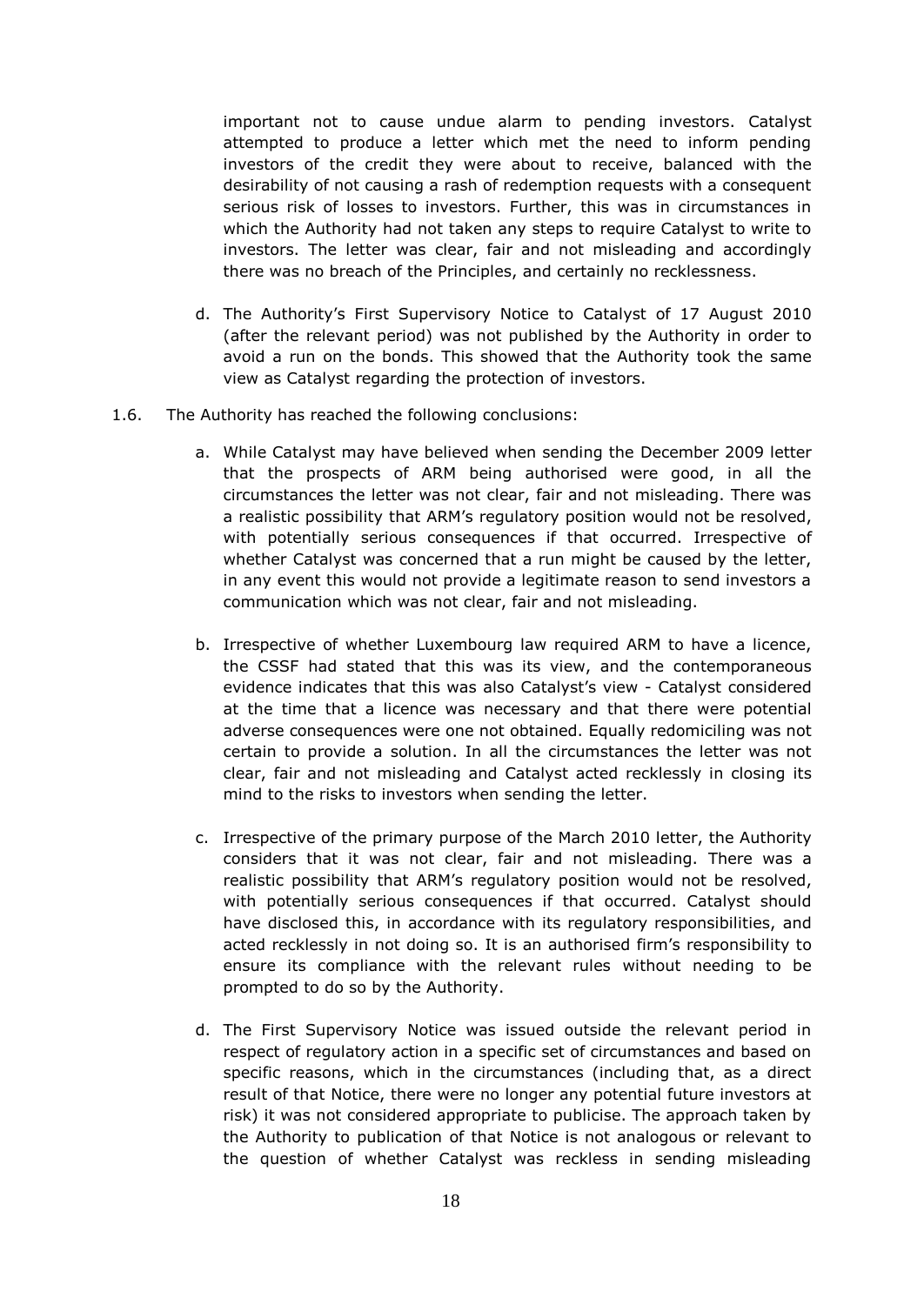important not to cause undue alarm to pending investors. Catalyst attempted to produce a letter which met the need to inform pending investors of the credit they were about to receive, balanced with the desirability of not causing a rash of redemption requests with a consequent serious risk of losses to investors. Further, this was in circumstances in which the Authority had not taken any steps to require Catalyst to write to investors. The letter was clear, fair and not misleading and accordingly there was no breach of the Principles, and certainly no recklessness.

d. The Authority's First Supervisory Notice to Catalyst of 17 August 2010 (after the relevant period) was not published by the Authority in order to avoid a run on the bonds. This showed that the Authority took the same view as Catalyst regarding the protection of investors.

1.6. The Authority has reached the following conclusions:

a. While Catalyst may have believed when sending the December 2009 letter that the prospects of ARM being authorised were good, in all the circumstances the letter was not clear, fair and not misleading. There was a realistic possibility that ARM's regulatory position would not be resolved, with potentially serious consequences if that occurred. Irrespective of whether Catalyst was concerned that a run might be caused by the letter, in any event this would not provide a legitimate reason to send investors a communication which was not clear, fair and not misleading.

b. Irrespective of whether Luxembourg law required ARM to have a licence, the CSSF had stated that this was its view, and the contemporaneous evidence indicates that this was also Catalyst's view - Catalyst considered at the time that a licence was necessary and that there were potential adverse consequences were one not obtained. Equally redomiciling was not certain to provide a solution. In all the circumstances the letter was not clear, fair and not misleading and Catalyst acted recklessly in closing its mind to the risks to investors when sending the letter.

c. Irrespective of the primary purpose of the March 2010 letter, the Authority considers that it was not clear, fair and not misleading. There was a realistic possibility that ARM's regulatory position would not be resolved, with potentially serious consequences if that occurred. Catalyst should have disclosed this, in accordance with its regulatory responsibilities, and acted recklessly in not doing so. It is an authorised firm's responsibility to ensure its compliance with the relevant rules without needing to be prompted to do so by the Authority.

d. The First Supervisory Notice was issued outside the relevant period in respect of regulatory action in a specific set of circumstances and based on specific reasons, which in the circumstances (including that, as a direct result of that Notice, there were no longer any potential future investors at risk) it was not considered appropriate to publicise. The approach taken by the Authority to publication of that Notice is not analogous or relevant to the question of whether Catalyst was reckless in sending misleading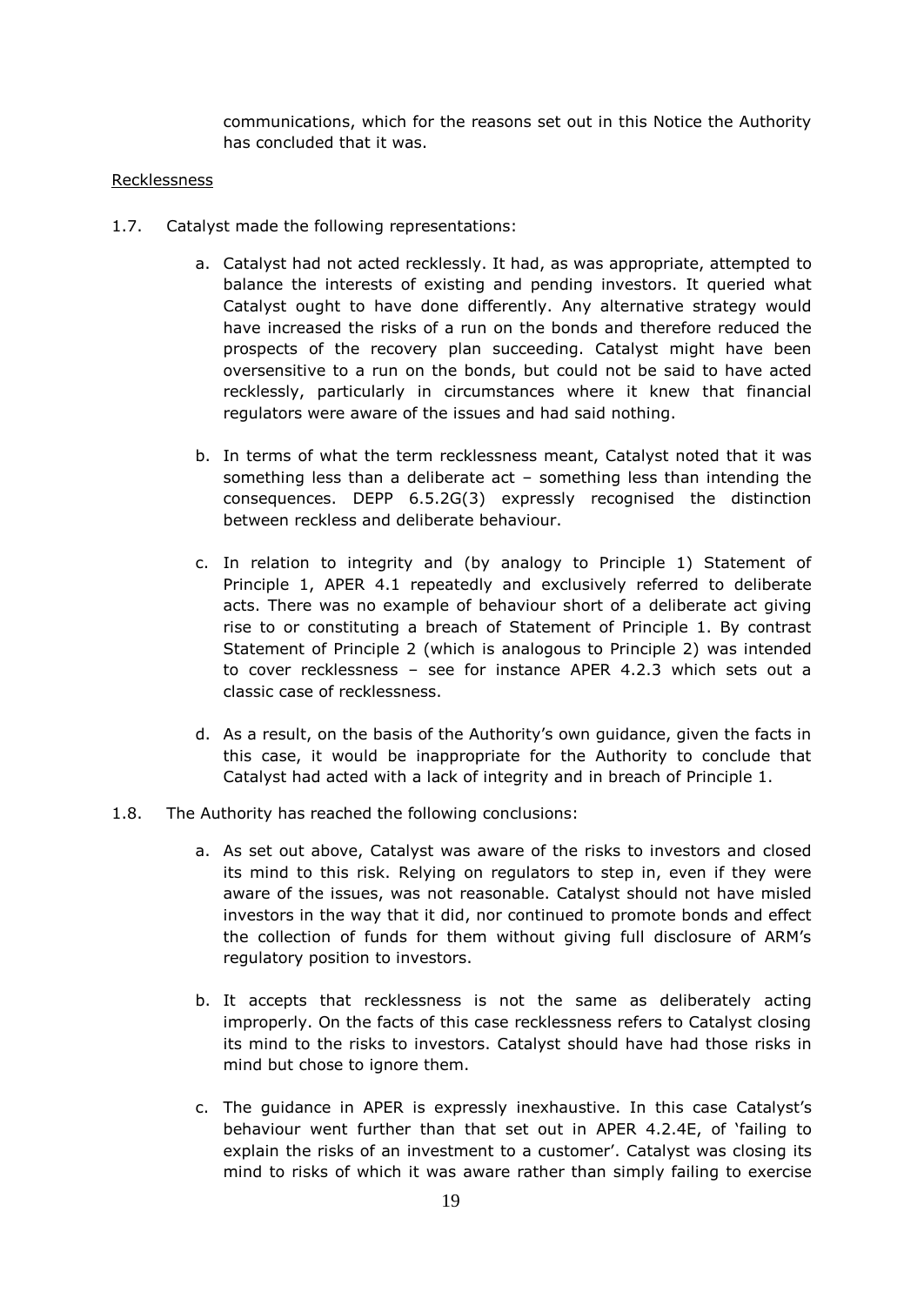communications, which for the reasons set out in this Notice the Authority has concluded that it was.

Recklessness

1.7. Catalyst made the following representations:

   a. Catalyst had not acted recklessly. It had, as was appropriate, attempted to balance the interests of existing and pending investors. It queried what Catalyst ought to have done differently. Any alternative strategy would have increased the risks of a run on the bonds and therefore reduced the prospects of the recovery plan succeeding. Catalyst might have been oversensitive to a run on the bonds, but could not be said to have acted recklessly, particularly in circumstances where it knew that financial regulators were aware of the issues and had said nothing.

   b. In terms of what the term recklessness meant, Catalyst noted that it was something less than a deliberate act – something less than intending the consequences. DEPP 6.5.2G(3) expressly recognised the distinction between reckless and deliberate behaviour.

   c. In relation to integrity and (by analogy to Principle 1) Statement of Principle 1, APER 4.1 repeatedly and exclusively referred to deliberate acts. There was no example of behaviour short of a deliberate act giving rise to or constituting a breach of Statement of Principle 1. By contrast Statement of Principle 2 (which is analogous to Principle 2) was intended to cover recklessness – see for instance APER 4.2.3 which sets out a classic case of recklessness.

   d. As a result, on the basis of the Authority's own guidance, given the facts in this case, it would be inappropriate for the Authority to conclude that Catalyst had acted with a lack of integrity and in breach of Principle 1.

1.8. The Authority has reached the following conclusions:

   a. As set out above, Catalyst was aware of the risks to investors and closed its mind to this risk. Relying on regulators to step in, even if they were aware of the issues, was not reasonable. Catalyst should not have misled investors in the way that it did, nor continued to promote bonds and effect the collection of funds for them without giving full disclosure of ARM's regulatory position to investors.

   b. It accepts that recklessness is not the same as deliberately acting improperly. On the facts of this case recklessness refers to Catalyst closing its mind to the risks to investors. Catalyst should have had those risks in mind but chose to ignore them.

   c. The guidance in APER is expressly inexhaustive. In this case Catalyst's behaviour went further than that set out in APER 4.2.4E, of 'failing to explain the risks of an investment to a customer'. Catalyst was closing its mind to risks of which it was aware rather than simply failing to exercise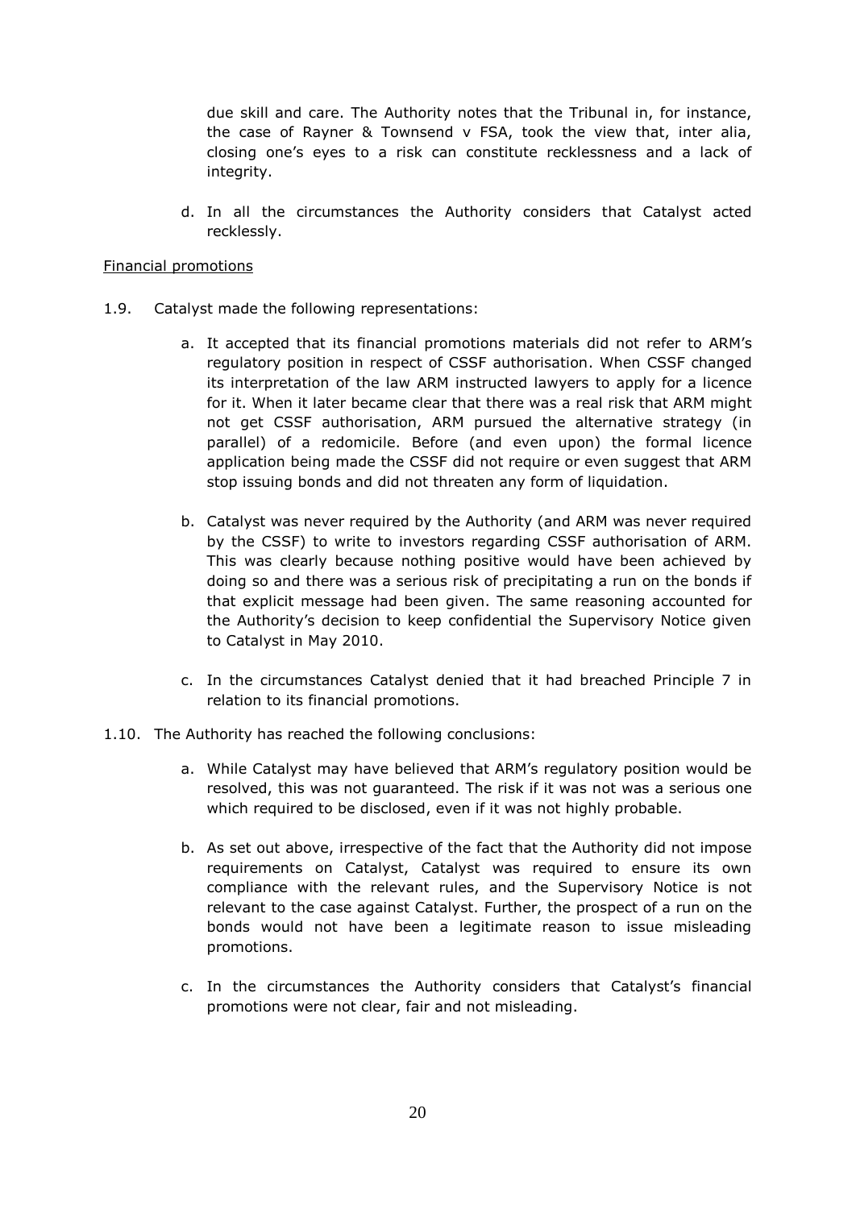due skill and care. The Authority notes that the Tribunal in, for instance, the case of Rayner & Townsend v FSA, took the view that, inter alia, closing one's eyes to a risk can constitute recklessness and a lack of integrity.

d. In all the circumstances the Authority considers that Catalyst acted recklessly.

Financial promotions

1.9. Catalyst made the following representations:

a. It accepted that its financial promotions materials did not refer to ARM's regulatory position in respect of CSSF authorisation. When CSSF changed its interpretation of the law ARM instructed lawyers to apply for a licence for it. When it later became clear that there was a real risk that ARM might not get CSSF authorisation, ARM pursued the alternative strategy (in parallel) of a redomicile. Before (and even upon) the formal licence application being made the CSSF did not require or even suggest that ARM stop issuing bonds and did not threaten any form of liquidation.

b. Catalyst was never required by the Authority (and ARM was never required by the CSSF) to write to investors regarding CSSF authorisation of ARM. This was clearly because nothing positive would have been achieved by doing so and there was a serious risk of precipitating a run on the bonds if that explicit message had been given. The same reasoning accounted for the Authority's decision to keep confidential the Supervisory Notice given to Catalyst in May 2010.

c. In the circumstances Catalyst denied that it had breached Principle 7 in relation to its financial promotions.

1.10. The Authority has reached the following conclusions:

a. While Catalyst may have believed that ARM's regulatory position would be resolved, this was not guaranteed. The risk if it was not was a serious one which required to be disclosed, even if it was not highly probable.

b. As set out above, irrespective of the fact that the Authority did not impose requirements on Catalyst, Catalyst was required to ensure its own compliance with the relevant rules, and the Supervisory Notice is not relevant to the case against Catalyst. Further, the prospect of a run on the bonds would not have been a legitimate reason to issue misleading promotions.

c. In the circumstances the Authority considers that Catalyst's financial promotions were not clear, fair and not misleading.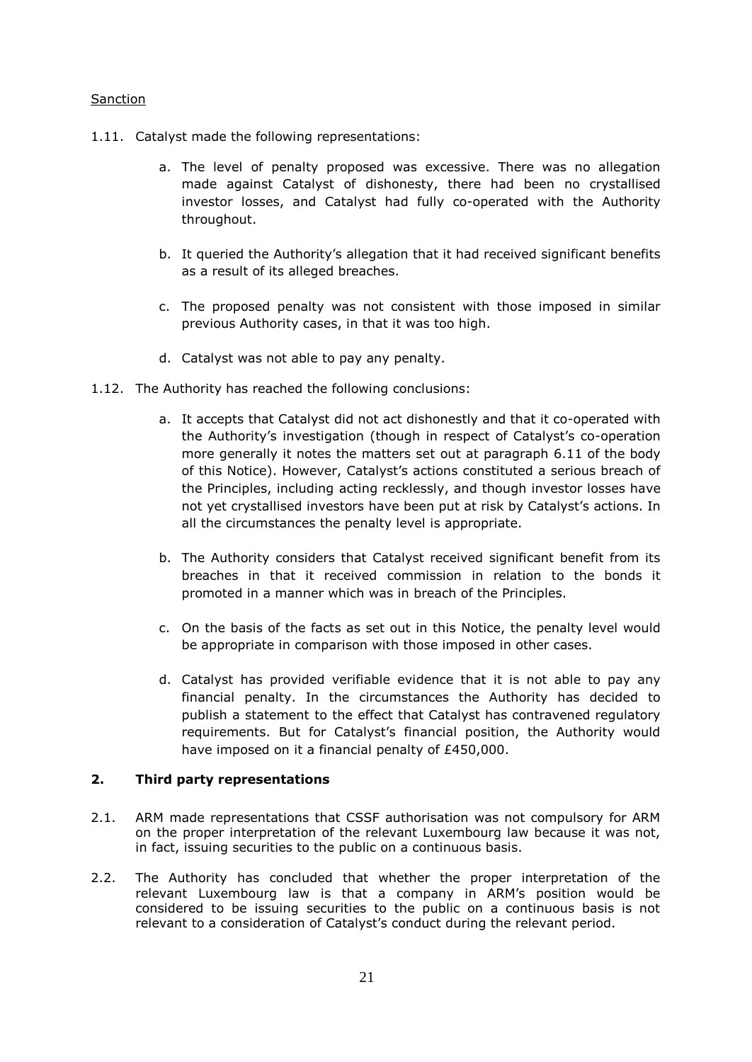<u>Sanction</u>

1.11. Catalyst made the following representations:

   a. The level of penalty proposed was excessive. There was no allegation made against Catalyst of dishonesty, there had been no crystallised investor losses, and Catalyst had fully co-operated with the Authority throughout.

   b. It queried the Authority's allegation that it had received significant benefits as a result of its alleged breaches.

   c. The proposed penalty was not consistent with those imposed in similar previous Authority cases, in that it was too high.

   d. Catalyst was not able to pay any penalty.

1.12. The Authority has reached the following conclusions:

   a. It accepts that Catalyst did not act dishonestly and that it co-operated with the Authority's investigation (though in respect of Catalyst's co-operation more generally it notes the matters set out at paragraph 6.11 of the body of this Notice). However, Catalyst's actions constituted a serious breach of the Principles, including acting recklessly, and though investor losses have not yet crystallised investors have been put at risk by Catalyst's actions. In all the circumstances the penalty level is appropriate.

   b. The Authority considers that Catalyst received significant benefit from its breaches in that it received commission in relation to the bonds it promoted in a manner which was in breach of the Principles.

   c. On the basis of the facts as set out in this Notice, the penalty level would be appropriate in comparison with those imposed in other cases.

   d. Catalyst has provided verifiable evidence that it is not able to pay any financial penalty. In the circumstances the Authority has decided to publish a statement to the effect that Catalyst has contravened regulatory requirements. But for Catalyst's financial position, the Authority would have imposed on it a financial penalty of £450,000.

## 2. Third party representations

2.1. ARM made representations that CSSF authorisation was not compulsory for ARM on the proper interpretation of the relevant Luxembourg law because it was not, in fact, issuing securities to the public on a continuous basis.

2.2. The Authority has concluded that whether the proper interpretation of the relevant Luxembourg law is that a company in ARM's position would be considered to be issuing securities to the public on a continuous basis is not relevant to a consideration of Catalyst's conduct during the relevant period.